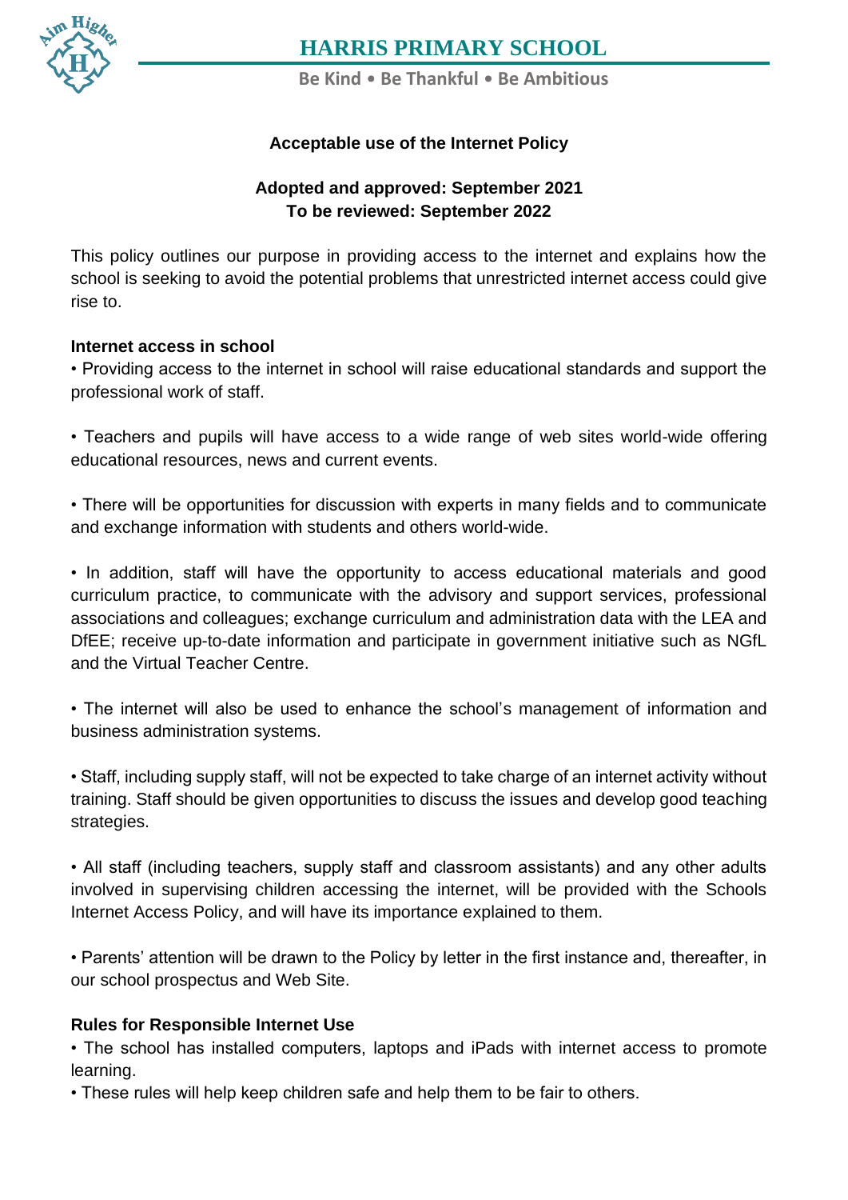# HARRIS PRIMARY SCHOOL

Be Kind • Be Thankful • Be Ambitious

**Acceptable use of the Internet Policy**

**Adopted and approved: September 2021**
**To be reviewed: September 2022**

This policy outlines our purpose in providing access to the internet and explains how the school is seeking to avoid the potential problems that unrestricted internet access could give rise to.

## Internet access in school

• Providing access to the internet in school will raise educational standards and support the professional work of staff.

• Teachers and pupils will have access to a wide range of web sites world-wide offering educational resources, news and current events.

• There will be opportunities for discussion with experts in many fields and to communicate and exchange information with students and others world-wide.

• In addition, staff will have the opportunity to access educational materials and good curriculum practice, to communicate with the advisory and support services, professional associations and colleagues; exchange curriculum and administration data with the LEA and DfEE; receive up-to-date information and participate in government initiative such as NGfL and the Virtual Teacher Centre.

• The internet will also be used to enhance the school's management of information and business administration systems.

• Staff, including supply staff, will not be expected to take charge of an internet activity without training. Staff should be given opportunities to discuss the issues and develop good teaching strategies.

• All staff (including teachers, supply staff and classroom assistants) and any other adults involved in supervising children accessing the internet, will be provided with the Schools Internet Access Policy, and will have its importance explained to them.

• Parents' attention will be drawn to the Policy by letter in the first instance and, thereafter, in our school prospectus and Web Site.

## Rules for Responsible Internet Use

• The school has installed computers, laptops and iPads with internet access to promote learning.

• These rules will help keep children safe and help them to be fair to others.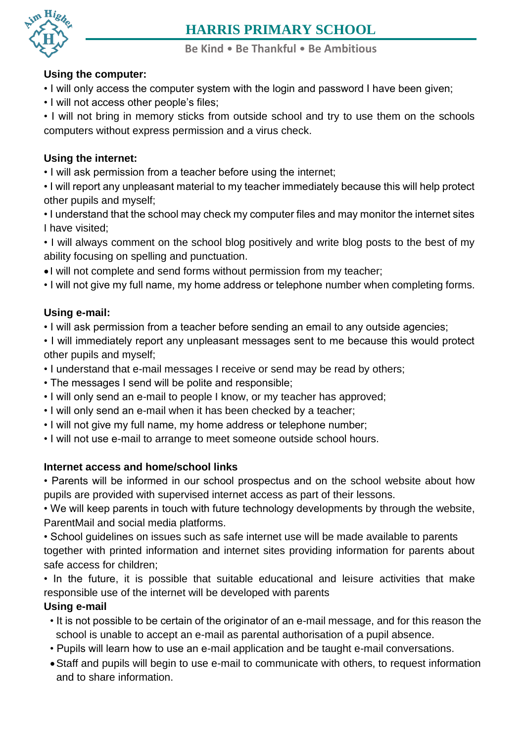**Using the computer:**

- I will only access the computer system with the login and password I have been given;
- I will not access other people's files;
- I will not bring in memory sticks from outside school and try to use them on the schools computers without express permission and a virus check.

**Using the internet:**

- I will ask permission from a teacher before using the internet;
- I will report any unpleasant material to my teacher immediately because this will help protect other pupils and myself;
- I understand that the school may check my computer files and may monitor the internet sites I have visited;
- I will always comment on the school blog positively and write blog posts to the best of my ability focusing on spelling and punctuation.
- I will not complete and send forms without permission from my teacher;
- I will not give my full name, my home address or telephone number when completing forms.

**Using e-mail:**

- I will ask permission from a teacher before sending an email to any outside agencies;
- I will immediately report any unpleasant messages sent to me because this would protect other pupils and myself;
- I understand that e-mail messages I receive or send may be read by others;
- The messages I send will be polite and responsible;
- I will only send an e-mail to people I know, or my teacher has approved;
- I will only send an e-mail when it has been checked by a teacher;
- I will not give my full name, my home address or telephone number;
- I will not use e-mail to arrange to meet someone outside school hours.

**Internet access and home/school links**

- Parents will be informed in our school prospectus and on the school website about how pupils are provided with supervised internet access as part of their lessons.
- We will keep parents in touch with future technology developments by through the website, ParentMail and social media platforms.
- School guidelines on issues such as safe internet use will be made available to parents together with printed information and internet sites providing information for parents about safe access for children;
- In the future, it is possible that suitable educational and leisure activities that make responsible use of the internet will be developed with parents

**Using e-mail**

- It is not possible to be certain of the originator of an e-mail message, and for this reason the school is unable to accept an e-mail as parental authorisation of a pupil absence.
- Pupils will learn how to use an e-mail application and be taught e-mail conversations.
- Staff and pupils will begin to use e-mail to communicate with others, to request information and to share information.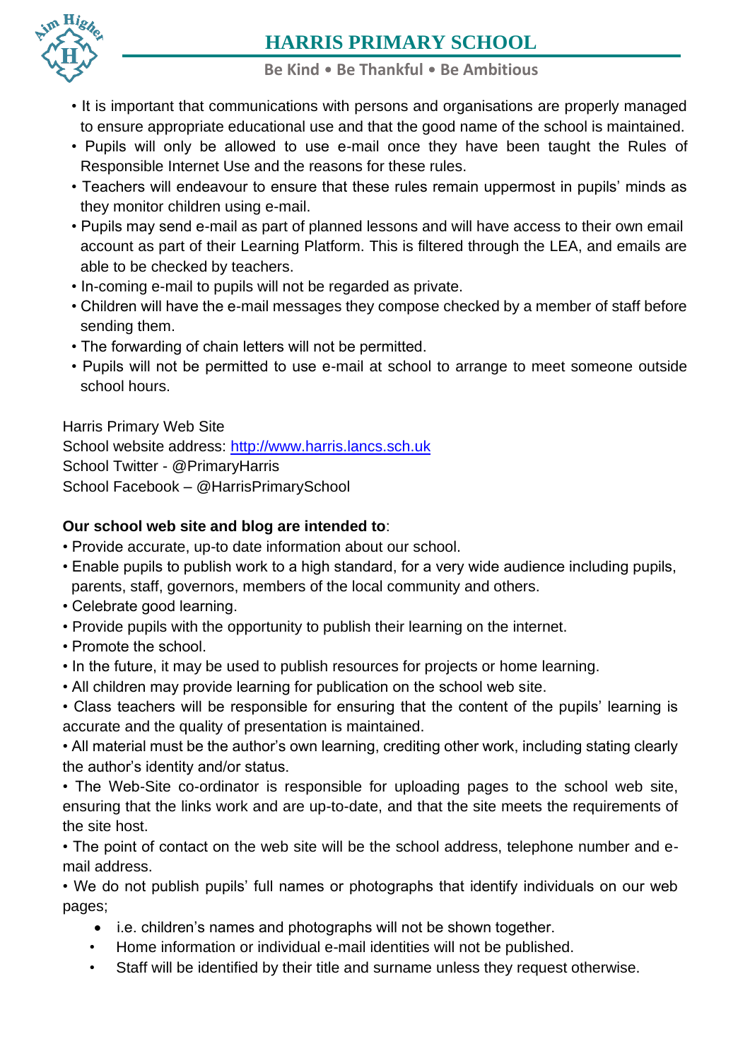- It is important that communications with persons and organisations are properly managed to ensure appropriate educational use and that the good name of the school is maintained.
- Pupils will only be allowed to use e-mail once they have been taught the Rules of Responsible Internet Use and the reasons for these rules.
- Teachers will endeavour to ensure that these rules remain uppermost in pupils' minds as they monitor children using e-mail.
- Pupils may send e-mail as part of planned lessons and will have access to their own email account as part of their Learning Platform. This is filtered through the LEA, and emails are able to be checked by teachers.
- In-coming e-mail to pupils will not be regarded as private.
- Children will have the e-mail messages they compose checked by a member of staff before sending them.
- The forwarding of chain letters will not be permitted.
- Pupils will not be permitted to use e-mail at school to arrange to meet someone outside school hours.

Harris Primary Web Site
School website address: http://www.harris.lancs.sch.uk
School Twitter - @PrimaryHarris
School Facebook – @HarrisPrimarySchool

**Our school web site and blog are intended to**:

- Provide accurate, up-to date information about our school.
- Enable pupils to publish work to a high standard, for a very wide audience including pupils, parents, staff, governors, members of the local community and others.
- Celebrate good learning.
- Provide pupils with the opportunity to publish their learning on the internet.
- Promote the school.
- In the future, it may be used to publish resources for projects or home learning.
- All children may provide learning for publication on the school web site.
- Class teachers will be responsible for ensuring that the content of the pupils' learning is accurate and the quality of presentation is maintained.
- All material must be the author's own learning, crediting other work, including stating clearly the author's identity and/or status.
- The Web-Site co-ordinator is responsible for uploading pages to the school web site, ensuring that the links work and are up-to-date, and that the site meets the requirements of the site host.
- The point of contact on the web site will be the school address, telephone number and e-mail address.
- We do not publish pupils' full names or photographs that identify individuals on our web pages;
    - i.e. children's names and photographs will not be shown together.
    - Home information or individual e-mail identities will not be published.
    - Staff will be identified by their title and surname unless they request otherwise.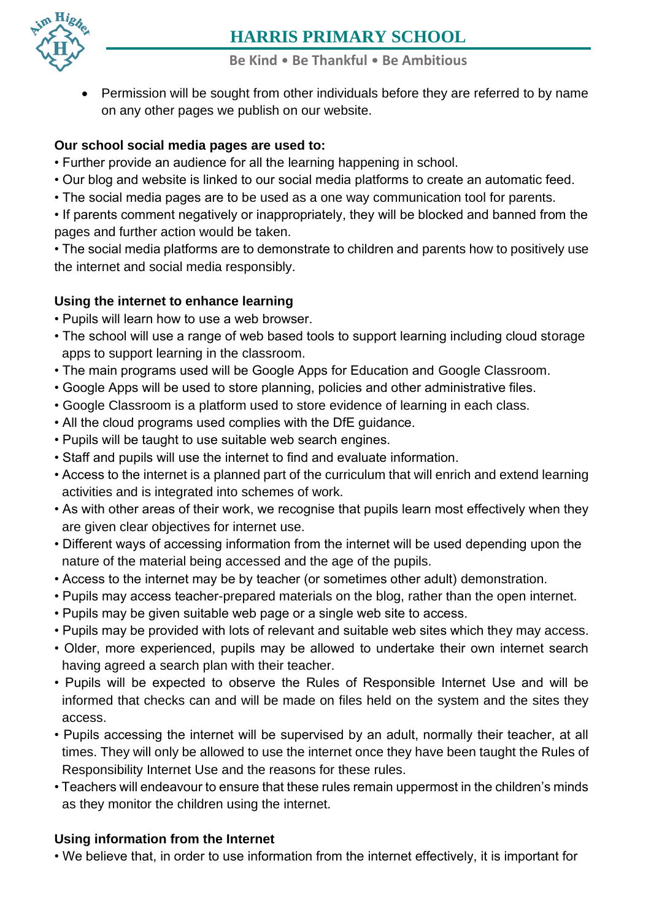- Permission will be sought from other individuals before they are referred to by name on any other pages we publish on our website.

**Our school social media pages are used to:**

- Further provide an audience for all the learning happening in school.
- Our blog and website is linked to our social media platforms to create an automatic feed.
- The social media pages are to be used as a one way communication tool for parents.
- If parents comment negatively or inappropriately, they will be blocked and banned from the pages and further action would be taken.
- The social media platforms are to demonstrate to children and parents how to positively use the internet and social media responsibly.

**Using the internet to enhance learning**

- Pupils will learn how to use a web browser.
- The school will use a range of web based tools to support learning including cloud storage apps to support learning in the classroom.
- The main programs used will be Google Apps for Education and Google Classroom.
- Google Apps will be used to store planning, policies and other administrative files.
- Google Classroom is a platform used to store evidence of learning in each class.
- All the cloud programs used complies with the DfE guidance.
- Pupils will be taught to use suitable web search engines.
- Staff and pupils will use the internet to find and evaluate information.
- Access to the internet is a planned part of the curriculum that will enrich and extend learning activities and is integrated into schemes of work.
- As with other areas of their work, we recognise that pupils learn most effectively when they are given clear objectives for internet use.
- Different ways of accessing information from the internet will be used depending upon the nature of the material being accessed and the age of the pupils.
- Access to the internet may be by teacher (or sometimes other adult) demonstration.
- Pupils may access teacher-prepared materials on the blog, rather than the open internet.
- Pupils may be given suitable web page or a single web site to access.
- Pupils may be provided with lots of relevant and suitable web sites which they may access.
- Older, more experienced, pupils may be allowed to undertake their own internet search having agreed a search plan with their teacher.
- Pupils will be expected to observe the Rules of Responsible Internet Use and will be informed that checks can and will be made on files held on the system and the sites they access.
- Pupils accessing the internet will be supervised by an adult, normally their teacher, at all times. They will only be allowed to use the internet once they have been taught the Rules of Responsibility Internet Use and the reasons for these rules.
- Teachers will endeavour to ensure that these rules remain uppermost in the children's minds as they monitor the children using the internet.

**Using information from the Internet**

- We believe that, in order to use information from the internet effectively, it is important for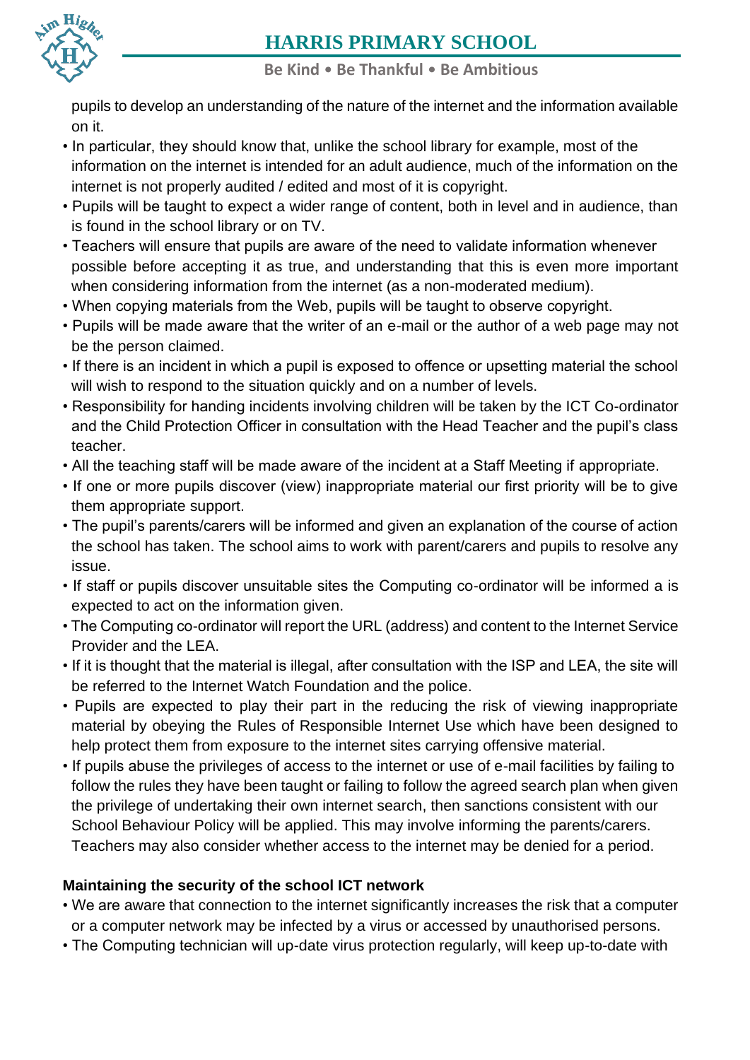pupils to develop an understanding of the nature of the internet and the information available on it.

- In particular, they should know that, unlike the school library for example, most of the information on the internet is intended for an adult audience, much of the information on the internet is not properly audited / edited and most of it is copyright.
- Pupils will be taught to expect a wider range of content, both in level and in audience, than is found in the school library or on TV.
- Teachers will ensure that pupils are aware of the need to validate information whenever possible before accepting it as true, and understanding that this is even more important when considering information from the internet (as a non-moderated medium).
- When copying materials from the Web, pupils will be taught to observe copyright.
- Pupils will be made aware that the writer of an e-mail or the author of a web page may not be the person claimed.
- If there is an incident in which a pupil is exposed to offence or upsetting material the school will wish to respond to the situation quickly and on a number of levels.
- Responsibility for handing incidents involving children will be taken by the ICT Co-ordinator and the Child Protection Officer in consultation with the Head Teacher and the pupil's class teacher.
- All the teaching staff will be made aware of the incident at a Staff Meeting if appropriate.
- If one or more pupils discover (view) inappropriate material our first priority will be to give them appropriate support.
- The pupil's parents/carers will be informed and given an explanation of the course of action the school has taken. The school aims to work with parent/carers and pupils to resolve any issue.
- If staff or pupils discover unsuitable sites the Computing co-ordinator will be informed a is expected to act on the information given.
- The Computing co-ordinator will report the URL (address) and content to the Internet Service Provider and the LEA.
- If it is thought that the material is illegal, after consultation with the ISP and LEA, the site will be referred to the Internet Watch Foundation and the police.
- Pupils are expected to play their part in the reducing the risk of viewing inappropriate material by obeying the Rules of Responsible Internet Use which have been designed to help protect them from exposure to the internet sites carrying offensive material.
- If pupils abuse the privileges of access to the internet or use of e-mail facilities by failing to follow the rules they have been taught or failing to follow the agreed search plan when given the privilege of undertaking their own internet search, then sanctions consistent with our School Behaviour Policy will be applied. This may involve informing the parents/carers. Teachers may also consider whether access to the internet may be denied for a period.

**Maintaining the security of the school ICT network**

- We are aware that connection to the internet significantly increases the risk that a computer or a computer network may be infected by a virus or accessed by unauthorised persons.
- The Computing technician will up-date virus protection regularly, will keep up-to-date with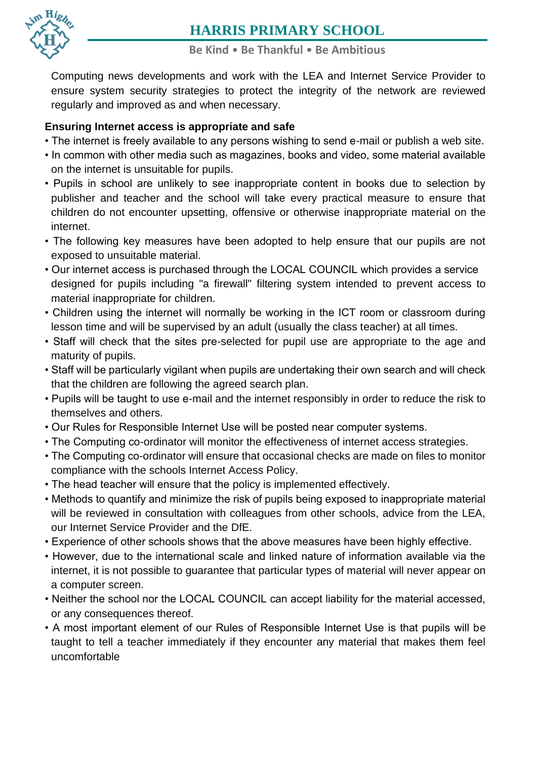Computing news developments and work with the LEA and Internet Service Provider to ensure system security strategies to protect the integrity of the network are reviewed regularly and improved as and when necessary.

**Ensuring Internet access is appropriate and safe**

- The internet is freely available to any persons wishing to send e-mail or publish a web site.
- In common with other media such as magazines, books and video, some material available on the internet is unsuitable for pupils.
- Pupils in school are unlikely to see inappropriate content in books due to selection by publisher and teacher and the school will take every practical measure to ensure that children do not encounter upsetting, offensive or otherwise inappropriate material on the internet.
- The following key measures have been adopted to help ensure that our pupils are not exposed to unsuitable material.
- Our internet access is purchased through the LOCAL COUNCIL which provides a service designed for pupils including "a firewall" filtering system intended to prevent access to material inappropriate for children.
- Children using the internet will normally be working in the ICT room or classroom during lesson time and will be supervised by an adult (usually the class teacher) at all times.
- Staff will check that the sites pre-selected for pupil use are appropriate to the age and maturity of pupils.
- Staff will be particularly vigilant when pupils are undertaking their own search and will check that the children are following the agreed search plan.
- Pupils will be taught to use e-mail and the internet responsibly in order to reduce the risk to themselves and others.
- Our Rules for Responsible Internet Use will be posted near computer systems.
- The Computing co-ordinator will monitor the effectiveness of internet access strategies.
- The Computing co-ordinator will ensure that occasional checks are made on files to monitor compliance with the schools Internet Access Policy.
- The head teacher will ensure that the policy is implemented effectively.
- Methods to quantify and minimize the risk of pupils being exposed to inappropriate material will be reviewed in consultation with colleagues from other schools, advice from the LEA, our Internet Service Provider and the DfE.
- Experience of other schools shows that the above measures have been highly effective.
- However, due to the international scale and linked nature of information available via the internet, it is not possible to guarantee that particular types of material will never appear on a computer screen.
- Neither the school nor the LOCAL COUNCIL can accept liability for the material accessed, or any consequences thereof.
- A most important element of our Rules of Responsible Internet Use is that pupils will be taught to tell a teacher immediately if they encounter any material that makes them feel uncomfortable